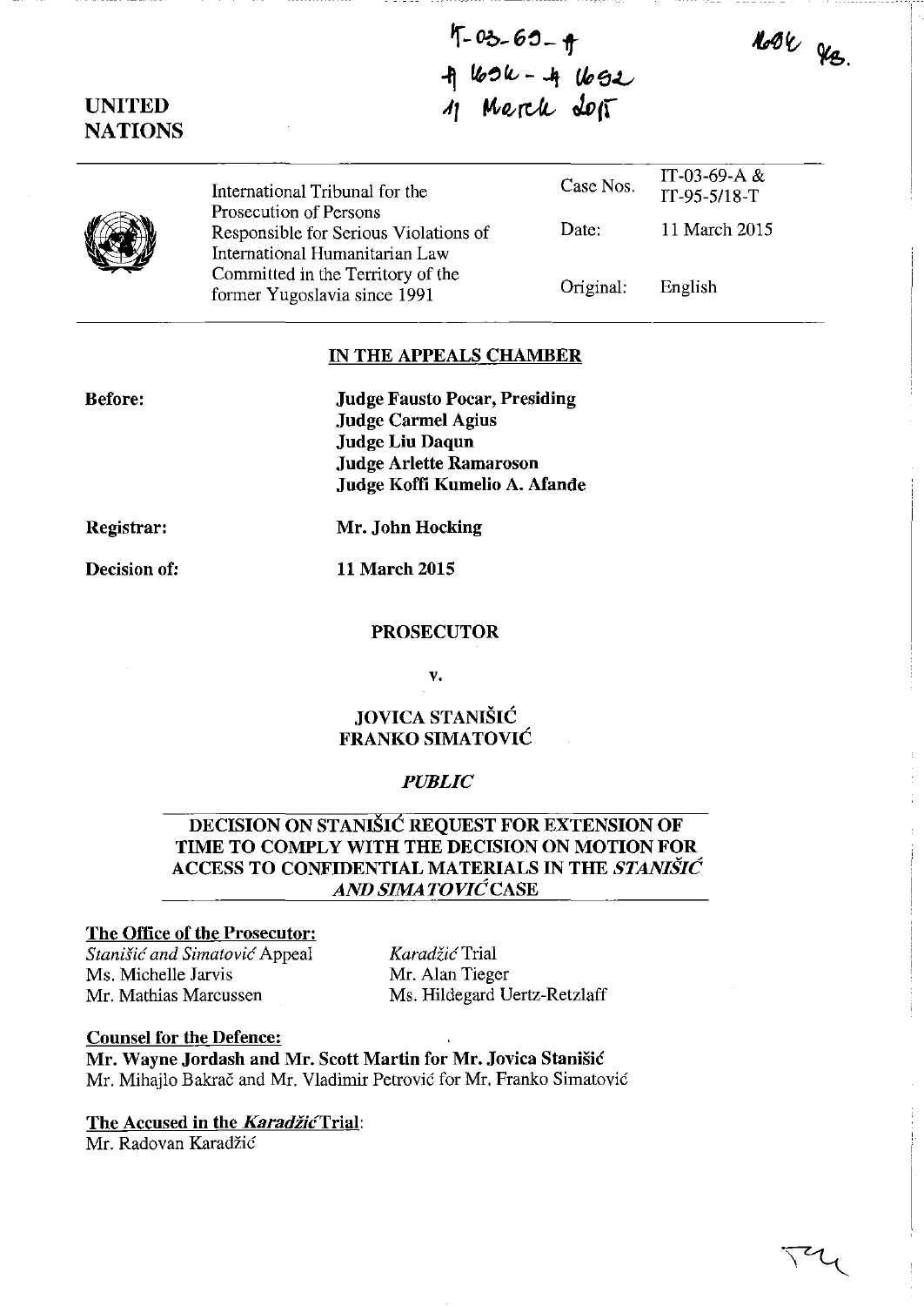IT-03-69-A
A 1696 - A 1692
11 March 2015

1696 YB.

**UNITED NATIONS**

| | | | |
|---|---|---|---|
| | International Tribunal for the Prosecution of Persons Responsible for Serious Violations of International Humanitarian Law Committed in the Territory of the former Yugoslavia since 1991 | Case Nos. | IT-03-69-A & IT-95-5/18-T |
| | | Date: | 11 March 2015 |
| | | Original: | English |

## IN THE APPEALS CHAMBER

**Before:**
**Judge Fausto Pocar, Presiding**
**Judge Carmel Agius**
**Judge Liu Daqun**
**Judge Arlette Ramaroson**
**Judge Koffi Kumelio A. Afande**

**Registrar:** **Mr. John Hocking**

**Decision of:** **11 March 2015**

**PROSECUTOR**

**v.**

**JOVICA STANIŠIĆ**
**FRANKO SIMATOVIĆ**

***PUBLIC***

## DECISION ON STANIŠIĆ REQUEST FOR EXTENSION OF TIME TO COMPLY WITH THE DECISION ON MOTION FOR ACCESS TO CONFIDENTIAL MATERIALS IN THE *STANIŠIĆ AND SIMATOVIĆ* CASE

**The Office of the Prosecutor:**

| | |
|---|---|
| *Stanišić and Simatović* Appeal | *Karadžić* Trial |
| Ms. Michelle Jarvis | Mr. Alan Tieger |
| Mr. Mathias Marcussen | Ms. Hildegard Uertz-Retzlaff |

**Counsel for the Defence:**
**Mr. Wayne Jordash and Mr. Scott Martin for Mr. Jovica Stanišić**
Mr. Mihajlo Bakrač and Mr. Vladimir Petrović for Mr. Franko Simatović

**The Accused in the *Karadžić* Trial:**
Mr. Radovan Karadžić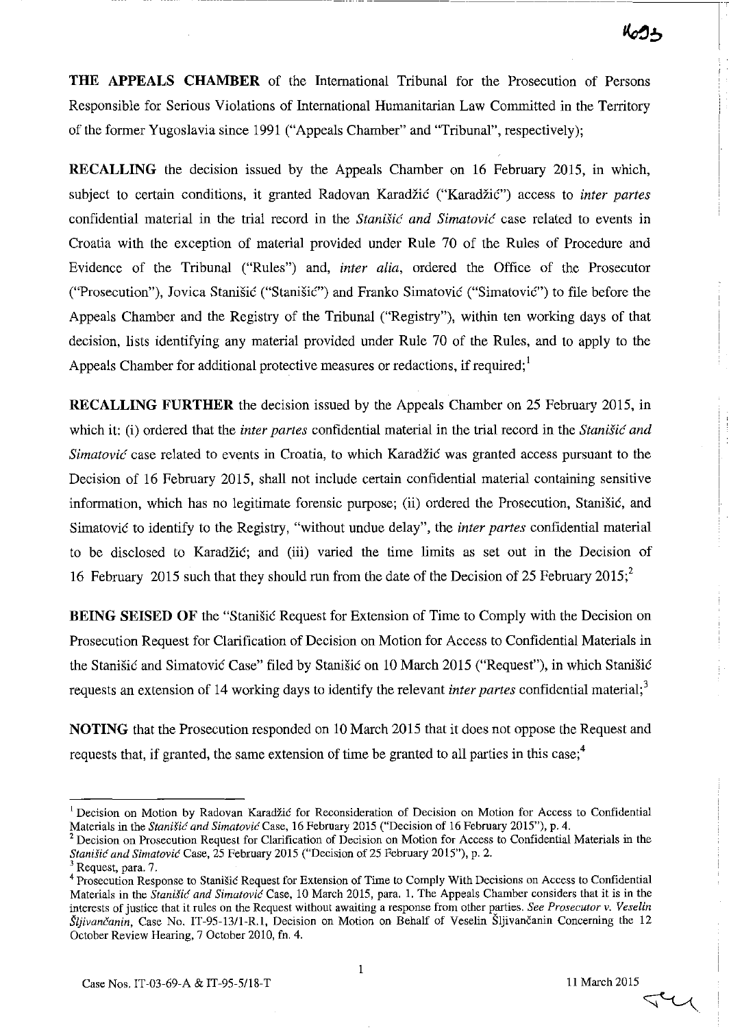**THE APPEALS CHAMBER** of the International Tribunal for the Prosecution of Persons Responsible for Serious Violations of International Humanitarian Law Committed in the Territory of the former Yugoslavia since 1991 ("Appeals Chamber" and "Tribunal", respectively);

**RECALLING** the decision issued by the Appeals Chamber on 16 February 2015, in which, subject to certain conditions, it granted Radovan Karadžić ("Karadžić") access to *inter partes* confidential material in the trial record in the *Stanišić and Simatović* case related to events in Croatia with the exception of material provided under Rule 70 of the Rules of Procedure and Evidence of the Tribunal ("Rules") and, *inter alia*, ordered the Office of the Prosecutor ("Prosecution"), Jovica Stanišić ("Stanišić") and Franko Simatović ("Simatović") to file before the Appeals Chamber and the Registry of the Tribunal ("Registry"), within ten working days of that decision, lists identifying any material provided under Rule 70 of the Rules, and to apply to the Appeals Chamber for additional protective measures or redactions, if required;[1]

**RECALLING FURTHER** the decision issued by the Appeals Chamber on 25 February 2015, in which it: (i) ordered that the *inter partes* confidential material in the trial record in the *Stanišić and Simatović* case related to events in Croatia, to which Karadžić was granted access pursuant to the Decision of 16 February 2015, shall not include certain confidential material containing sensitive information, which has no legitimate forensic purpose; (ii) ordered the Prosecution, Stanišić, and Simatović to identify to the Registry, "without undue delay", the *inter partes* confidential material to be disclosed to Karadžić; and (iii) varied the time limits as set out in the Decision of 16 February 2015 such that they should run from the date of the Decision of 25 February 2015;[2]

**BEING SEISED OF** the "Stanišić Request for Extension of Time to Comply with the Decision on Prosecution Request for Clarification of Decision on Motion for Access to Confidential Materials in the Stanišić and Simatović Case" filed by Stanišić on 10 March 2015 ("Request"), in which Stanišić requests an extension of 14 working days to identify the relevant *inter partes* confidential material;[3]

**NOTING** that the Prosecution responded on 10 March 2015 that it does not oppose the Request and requests that, if granted, the same extension of time be granted to all parties in this case;[4]

---

[1] Decision on Motion by Radovan Karadžić for Reconsideration of Decision on Motion for Access to Confidential Materials in the *Stanišić and Simatović* Case, 16 February 2015 ("Decision of 16 February 2015"), p. 4.

[2] Decision on Prosecution Request for Clarification of Decision on Motion for Access to Confidential Materials in the *Stanišić and Simatović* Case, 25 February 2015 ("Decision of 25 February 2015"), p. 2.

[3] Request, para. 7.

[4] Prosecution Response to Stanišić Request for Extension of Time to Comply With Decisions on Access to Confidential Materials in the *Stanišić and Simatović* Case, 10 March 2015, para. 1. The Appeals Chamber considers that it is in the interests of justice that it rules on the Request without awaiting a response from other parties. *See Prosecutor v. Veselin Šljivančanin*, Case No. IT-95-13/1-R.1, Decision on Motion on Behalf of Veselin Šljivančanin Concerning the 12 October Review Hearing, 7 October 2010, fn. 4.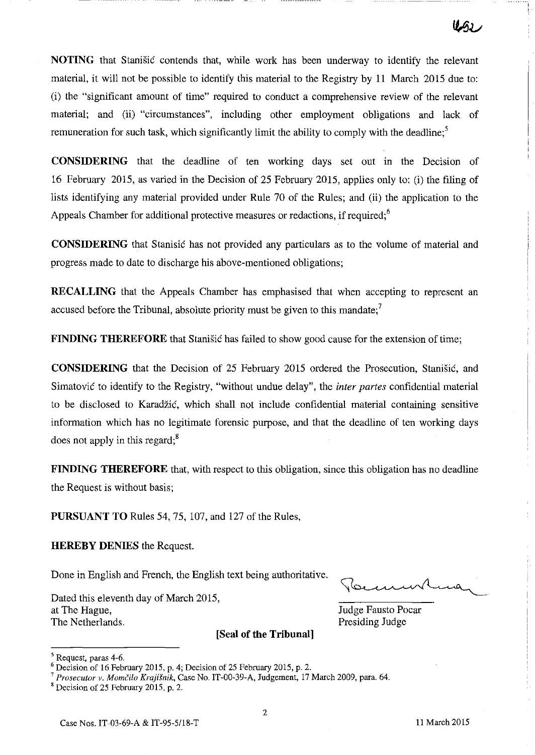**NOTING** that Stanišić contends that, while work has been underway to identify the relevant material, it will not be possible to identify this material to the Registry by 11 March 2015 due to: (i) the "significant amount of time" required to conduct a comprehensive review of the relevant material; and (ii) "circumstances", including other employment obligations and lack of remuneration for such task, which significantly limit the ability to comply with the deadline;[5]

**CONSIDERING** that the deadline of ten working days set out in the Decision of 16 February 2015, as varied in the Decision of 25 February 2015, applies only to: (i) the filing of lists identifying any material provided under Rule 70 of the Rules; and (ii) the application to the Appeals Chamber for additional protective measures or redactions, if required;[6]

**CONSIDERING** that Stanisić has not provided any particulars as to the volume of material and progress made to date to discharge his above-mentioned obligations;

**RECALLING** that the Appeals Chamber has emphasised that when accepting to represent an accused before the Tribunal, absolute priority must be given to this mandate;[7]

**FINDING THEREFORE** that Stanišić has failed to show good cause for the extension of time;

**CONSIDERING** that the Decision of 25 February 2015 ordered the Prosecution, Stanišić, and Simatović to identify to the Registry, "without undue delay", the *inter partes* confidential material to be disclosed to Karadžić, which shall not include confidential material containing sensitive information which has no legitimate forensic purpose, and that the deadline of ten working days does not apply in this regard;[8]

**FINDING THEREFORE** that, with respect to this obligation, since this obligation has no deadline the Request is without basis;

**PURSUANT TO** Rules 54, 75, 107, and 127 of the Rules,

**HEREBY DENIES** the Request.

Done in English and French, the English text being authoritative.

Dated this eleventh day of March 2015,
at The Hague,
The Netherlands.

Judge Fausto Pocar
Presiding Judge

**[Seal of the Tribunal]**

---

[5] Request, paras 4-6.

[6] Decision of 16 February 2015, p. 4; Decision of 25 February 2015, p. 2.

[7] *Prosecutor v. Momčilo Krajišnik*, Case No. IT-00-39-A, Judgement, 17 March 2009, para. 64.

[8] Decision of 25 February 2015, p. 2.